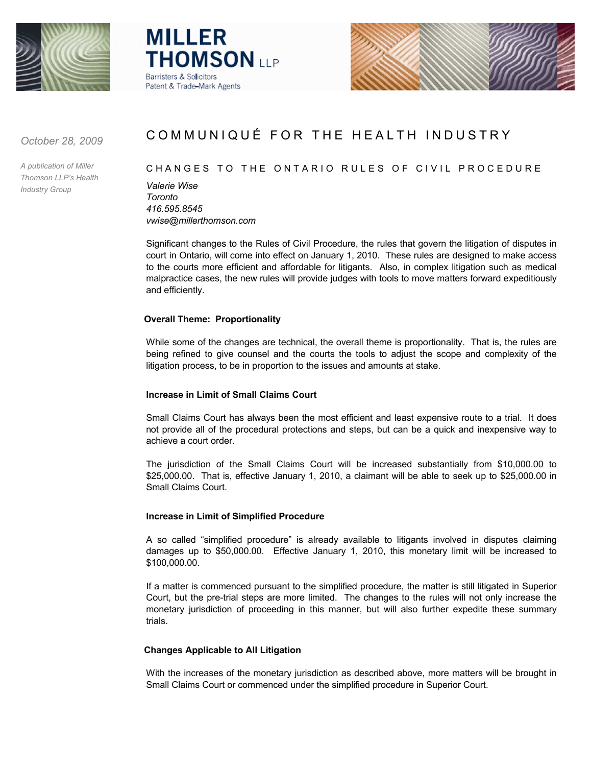**MILLER THOMSON** LLP
Barristers & Solicitors
Patent & Trade-Mark Agents

*October 28, 2009*

*A publication of Miller Thomson LLP's Health Industry Group*

# COMMUNIQUÉ FOR THE HEALTH INDUSTRY

## CHANGES TO THE ONTARIO RULES OF CIVIL PROCEDURE

*Valerie Wise*
*Toronto*
*416.595.8545*
*vwise@millerthomson.com*

Significant changes to the Rules of Civil Procedure, the rules that govern the litigation of disputes in court in Ontario, will come into effect on January 1, 2010. These rules are designed to make access to the courts more efficient and affordable for litigants. Also, in complex litigation such as medical malpractice cases, the new rules will provide judges with tools to move matters forward expeditiously and efficiently.

### Overall Theme: Proportionality

While some of the changes are technical, the overall theme is proportionality. That is, the rules are being refined to give counsel and the courts the tools to adjust the scope and complexity of the litigation process, to be in proportion to the issues and amounts at stake.

### Increase in Limit of Small Claims Court

Small Claims Court has always been the most efficient and least expensive route to a trial. It does not provide all of the procedural protections and steps, but can be a quick and inexpensive way to achieve a court order.

The jurisdiction of the Small Claims Court will be increased substantially from $10,000.00 to $25,000.00. That is, effective January 1, 2010, a claimant will be able to seek up to $25,000.00 in Small Claims Court.

### Increase in Limit of Simplified Procedure

A so called "simplified procedure" is already available to litigants involved in disputes claiming damages up to $50,000.00. Effective January 1, 2010, this monetary limit will be increased to $100,000.00.

If a matter is commenced pursuant to the simplified procedure, the matter is still litigated in Superior Court, but the pre-trial steps are more limited. The changes to the rules will not only increase the monetary jurisdiction of proceeding in this manner, but will also further expedite these summary trials.

### Changes Applicable to All Litigation

With the increases of the monetary jurisdiction as described above, more matters will be brought in Small Claims Court or commenced under the simplified procedure in Superior Court.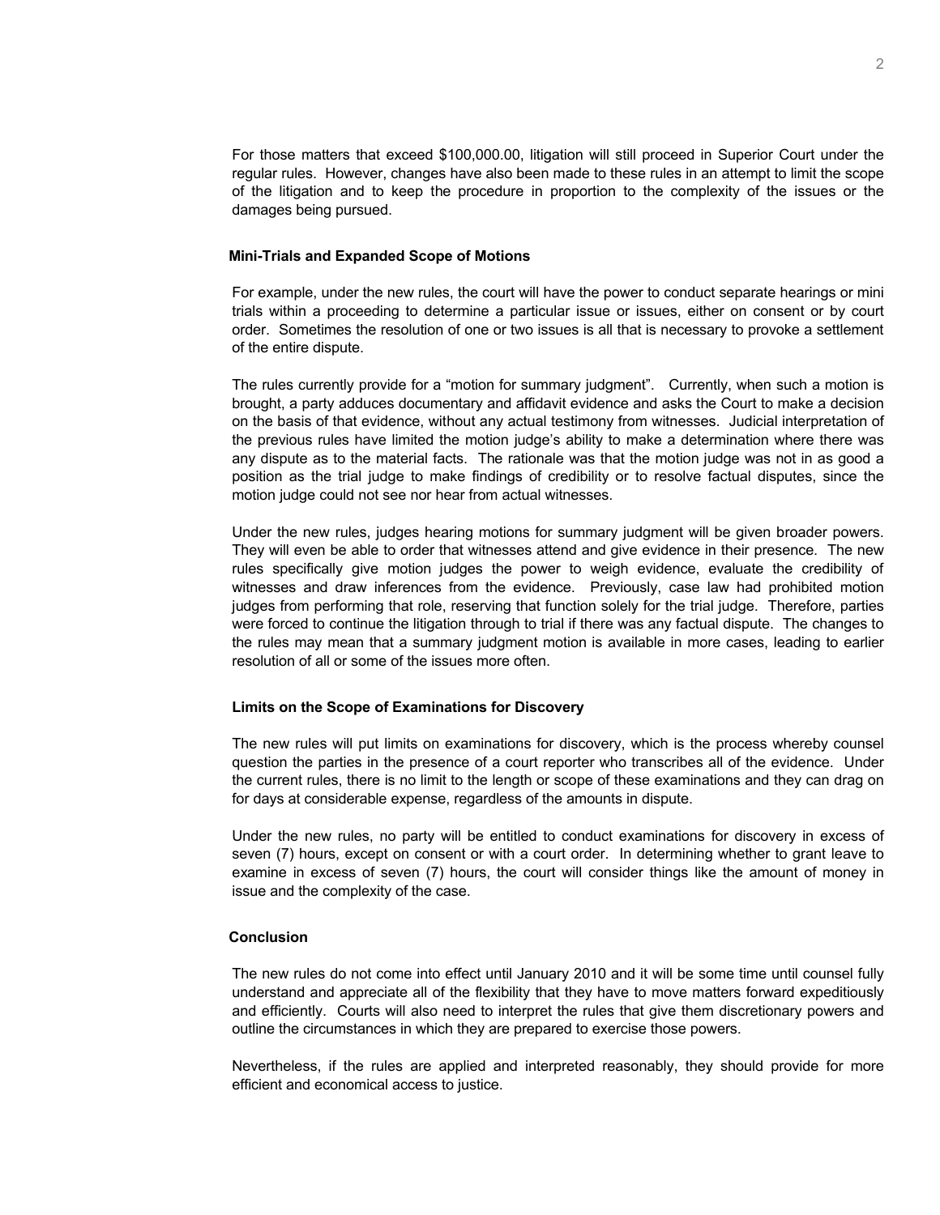For those matters that exceed $100,000.00, litigation will still proceed in Superior Court under the regular rules. However, changes have also been made to these rules in an attempt to limit the scope of the litigation and to keep the procedure in proportion to the complexity of the issues or the damages being pursued.

### Mini-Trials and Expanded Scope of Motions

For example, under the new rules, the court will have the power to conduct separate hearings or mini trials within a proceeding to determine a particular issue or issues, either on consent or by court order. Sometimes the resolution of one or two issues is all that is necessary to provoke a settlement of the entire dispute.

The rules currently provide for a "motion for summary judgment". Currently, when such a motion is brought, a party adduces documentary and affidavit evidence and asks the Court to make a decision on the basis of that evidence, without any actual testimony from witnesses. Judicial interpretation of the previous rules have limited the motion judge's ability to make a determination where there was any dispute as to the material facts. The rationale was that the motion judge was not in as good a position as the trial judge to make findings of credibility or to resolve factual disputes, since the motion judge could not see nor hear from actual witnesses.

Under the new rules, judges hearing motions for summary judgment will be given broader powers. They will even be able to order that witnesses attend and give evidence in their presence. The new rules specifically give motion judges the power to weigh evidence, evaluate the credibility of witnesses and draw inferences from the evidence. Previously, case law had prohibited motion judges from performing that role, reserving that function solely for the trial judge. Therefore, parties were forced to continue the litigation through to trial if there was any factual dispute. The changes to the rules may mean that a summary judgment motion is available in more cases, leading to earlier resolution of all or some of the issues more often.

### Limits on the Scope of Examinations for Discovery

The new rules will put limits on examinations for discovery, which is the process whereby counsel question the parties in the presence of a court reporter who transcribes all of the evidence. Under the current rules, there is no limit to the length or scope of these examinations and they can drag on for days at considerable expense, regardless of the amounts in dispute.

Under the new rules, no party will be entitled to conduct examinations for discovery in excess of seven (7) hours, except on consent or with a court order. In determining whether to grant leave to examine in excess of seven (7) hours, the court will consider things like the amount of money in issue and the complexity of the case.

### Conclusion

The new rules do not come into effect until January 2010 and it will be some time until counsel fully understand and appreciate all of the flexibility that they have to move matters forward expeditiously and efficiently. Courts will also need to interpret the rules that give them discretionary powers and outline the circumstances in which they are prepared to exercise those powers.

Nevertheless, if the rules are applied and interpreted reasonably, they should provide for more efficient and economical access to justice.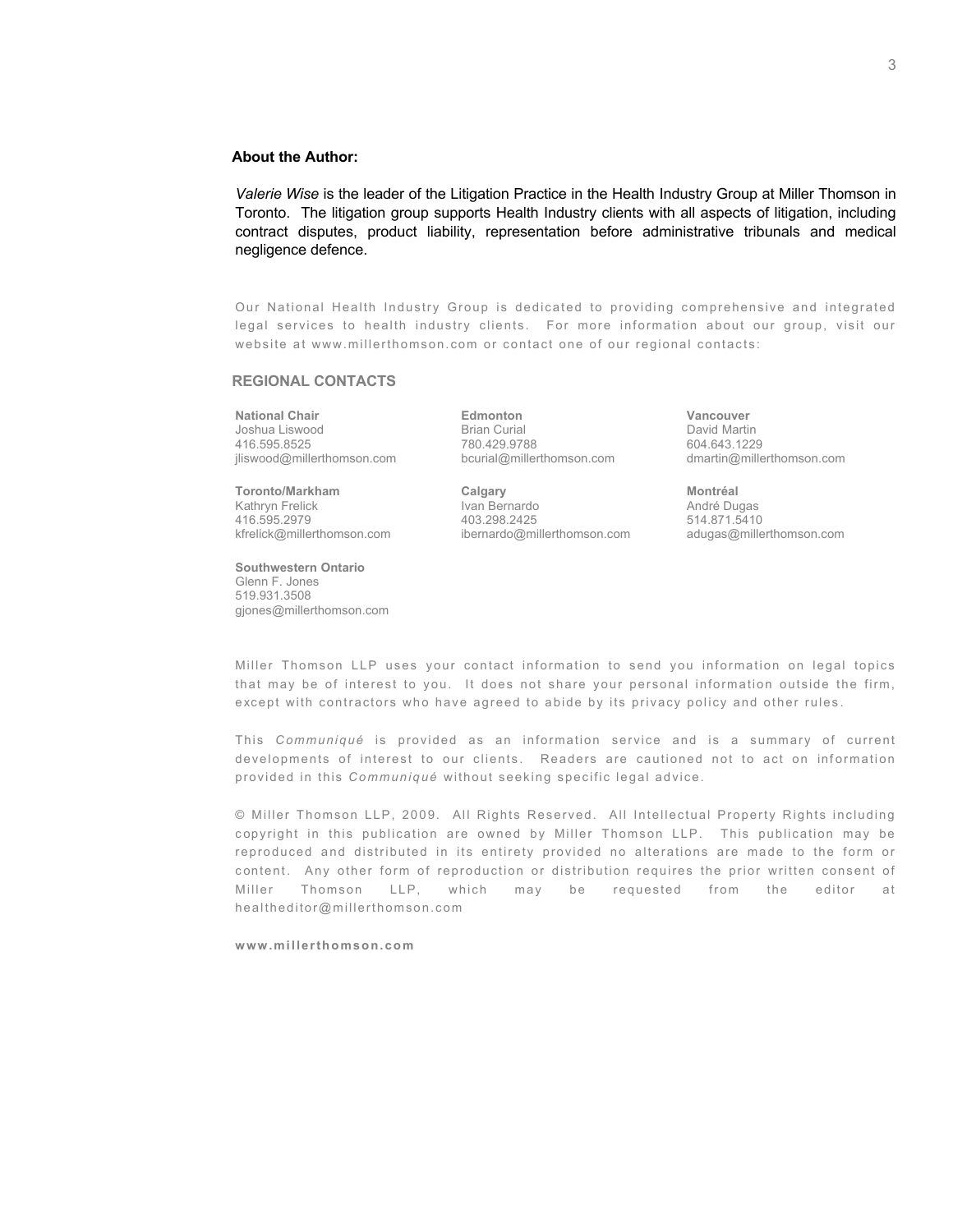**About the Author:**

*Valerie Wise* is the leader of the Litigation Practice in the Health Industry Group at Miller Thomson in Toronto. The litigation group supports Health Industry clients with all aspects of litigation, including contract disputes, product liability, representation before administrative tribunals and medical negligence defence.

Our National Health Industry Group is dedicated to providing comprehensive and integrated legal services to health industry clients. For more information about our group, visit our website at www.millerthomson.com or contact one of our regional contacts:

## REGIONAL CONTACTS

**National Chair**
Joshua Liswood
416.595.8525
jliswood@millerthomson.com

**Toronto/Markham**
Kathryn Frelick
416.595.2979
kfrelick@millerthomson.com

**Southwestern Ontario**
Glenn F. Jones
519.931.3508
gjones@millerthomson.com

**Edmonton**
Brian Curial
780.429.9788
bcurial@millerthomson.com

**Calgary**
Ivan Bernardo
403.298.2425
ibernardo@millerthomson.com

**Vancouver**
David Martin
604.643.1229
dmartin@millerthomson.com

**Montréal**
André Dugas
514.871.5410
adugas@millerthomson.com

Miller Thomson LLP uses your contact information to send you information on legal topics that may be of interest to you. It does not share your personal information outside the firm, except with contractors who have agreed to abide by its privacy policy and other rules.

This *Communiqué* is provided as an information service and is a summary of current developments of interest to our clients. Readers are cautioned not to act on information provided in this *Communiqué* without seeking specific legal advice.

© Miller Thomson LLP, 2009. All Rights Reserved. All Intellectual Property Rights including copyright in this publication are owned by Miller Thomson LLP. This publication may be reproduced and distributed in its entirety provided no alterations are made to the form or content. Any other form of reproduction or distribution requires the prior written consent of Miller Thomson LLP, which may be requested from the editor at healtheditor@millerthomson.com

**www.millerthomson.com**